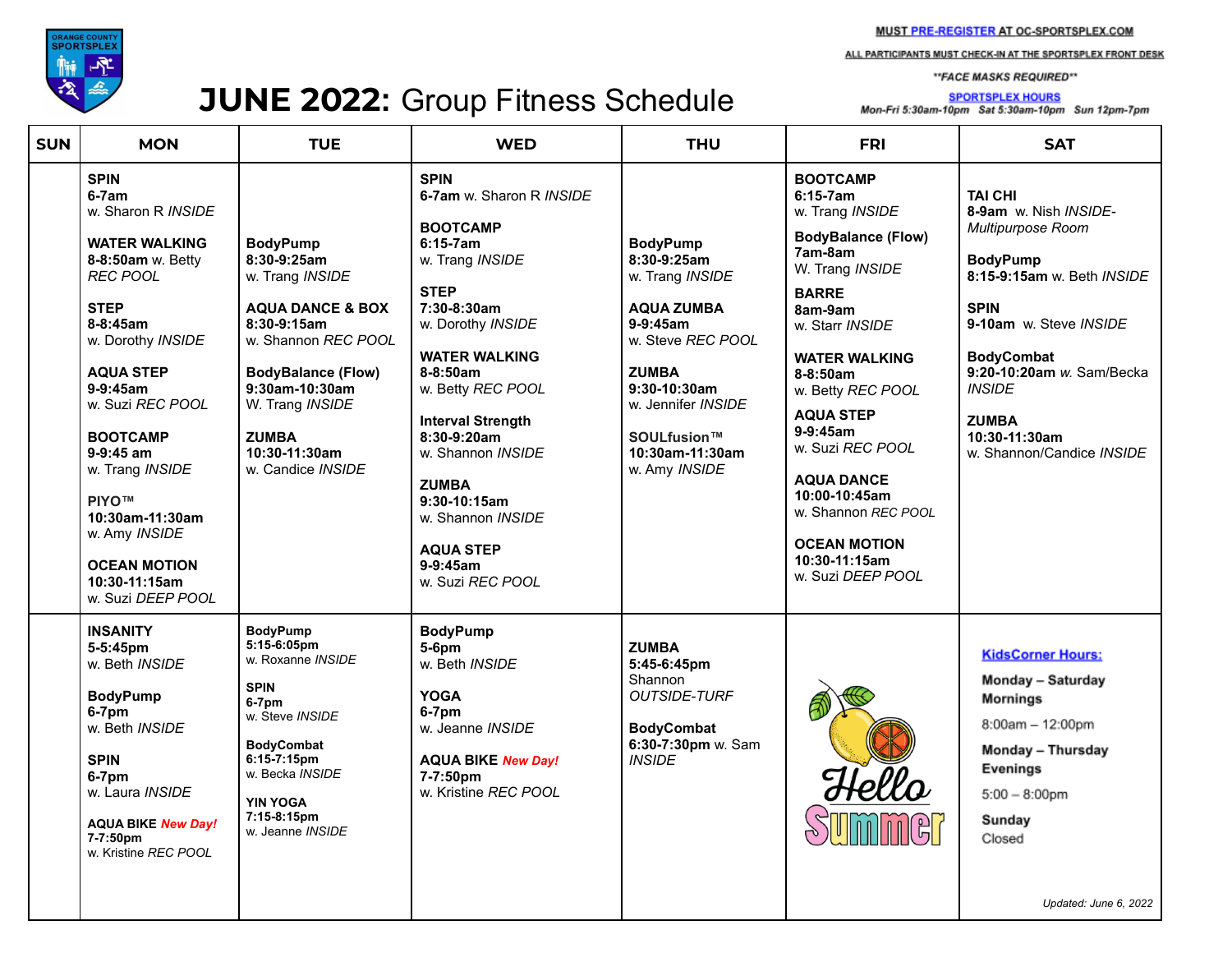# JUNE 2022: Group Fitness Schedule

ORANGE COUNTY SPORTSPLEX

**MUST PRE-REGISTER AT OC-SPORTSPLEX.COM**

**ALL PARTICIPANTS MUST CHECK-IN AT THE SPORTSPLEX FRONT DESK**

***FACE MASKS REQUIRED***

**SPORTSPLEX HOURS**
*Mon-Fri 5:30am-10pm Sat 5:30am-10pm Sun 12pm-7pm*

| SUN | MON | TUE | WED | THU | FRI | SAT |
|---|---|---|---|---|---|---|
| | **SPIN** **6-7am** w. Sharon R *INSIDE*<br><br>**WATER WALKING** **8-8:50am** w. Betty *REC POOL*<br><br>**STEP** **8-8:45am** w. Dorothy *INSIDE*<br><br>**AQUA STEP** **9-9:45am** w. Suzi *REC POOL*<br><br>**BOOTCAMP** **9-9:45 am** w. Trang *INSIDE*<br><br>**PIYO™** **10:30am-11:30am** w. Amy *INSIDE*<br><br>**OCEAN MOTION** **10:30-11:15am** w. Suzi *DEEP POOL* | **BodyPump** **8:30-9:25am** w. Trang *INSIDE*<br><br>**AQUA DANCE & BOX** **8:30-9:15am** w. Shannon *REC POOL*<br><br>**BodyBalance (Flow)** **9:30am-10:30am** W. Trang *INSIDE*<br><br>**ZUMBA** **10:30-11:30am** w. Candice *INSIDE* | **SPIN** **6-7am** w. Sharon R *INSIDE*<br><br>**BOOTCAMP** **6:15-7am** w. Trang *INSIDE*<br><br>**STEP** **7:30-8:30am** w. Dorothy *INSIDE*<br><br>**WATER WALKING** **8-8:50am** w. Betty *REC POOL*<br><br>**Interval Strength** **8:30-9:20am** w. Shannon *INSIDE*<br><br>**ZUMBA** **9:30-10:15am** w. Shannon *INSIDE*<br><br>**AQUA STEP** **9-9:45am** w. Suzi *REC POOL* | **BodyPump** **8:30-9:25am** w. Trang *INSIDE*<br><br>**AQUA ZUMBA** **9-9:45am** w. Steve *REC POOL*<br><br>**ZUMBA** **9:30-10:30am** w. Jennifer *INSIDE*<br><br>**SOULfusion™** **10:30am-11:30am** w. Amy *INSIDE* | **BOOTCAMP** **6:15-7am** w. Trang *INSIDE*<br><br>**BodyBalance (Flow)** **7am-8am** W. Trang *INSIDE*<br><br>**BARRE** **8am-9am** w. Starr *INSIDE*<br><br>**WATER WALKING** **8-8:50am** w. Betty *REC POOL*<br><br>**AQUA STEP** **9-9:45am** w. Suzi *REC POOL*<br><br>**AQUA DANCE** **10:00-10:45am** w. Shannon *REC POOL*<br><br>**OCEAN MOTION** **10:30-11:15am** w. Suzi *DEEP POOL* | **TAI CHI** **8-9am** w. Nish *INSIDE-Multipurpose Room*<br><br>**BodyPump** **8:15-9:15am** w. Beth *INSIDE*<br><br>**SPIN** **9-10am** w. Steve *INSIDE*<br><br>**BodyCombat** **9:20-10:20am** *w.* Sam/Becka *INSIDE*<br><br>**ZUMBA** **10:30-11:30am** w. Shannon/Candice *INSIDE* |
| | **INSANITY** **5-5:45pm** w. Beth *INSIDE*<br><br>**BodyPump** **6-7pm** w. Beth *INSIDE*<br><br>**SPIN** **6-7pm** w. Laura *INSIDE*<br><br>**AQUA BIKE** ***New Day!*** **7-7:50pm** w. Kristine *REC POOL* | **BodyPump** **5:15-6:05pm** w. Roxanne *INSIDE*<br><br>**SPIN** **6-7pm** w. Steve *INSIDE*<br><br>**BodyCombat** **6:15-7:15pm** w. Becka *INSIDE*<br><br>**YIN YOGA** **7:15-8:15pm** w. Jeanne *INSIDE* | **BodyPump** **5-6pm** w. Beth *INSIDE*<br><br>**YOGA** **6-7pm** w. Jeanne *INSIDE*<br><br>**AQUA BIKE** ***New Day!*** **7-7:50pm** w. Kristine *REC POOL* | **ZUMBA** **5:45-6:45pm** Shannon *OUTSIDE-TURF*<br><br>**BodyCombat** **6:30-7:30pm** w. Sam *INSIDE* | Hello Summer | **KidsCorner Hours:**<br><br>**Monday – Saturday Mornings**<br>8:00am – 12:00pm<br><br>**Monday – Thursday Evenings**<br>5:00 – 8:00pm<br><br>**Sunday**<br>Closed<br><br>*Updated: June 6, 2022* |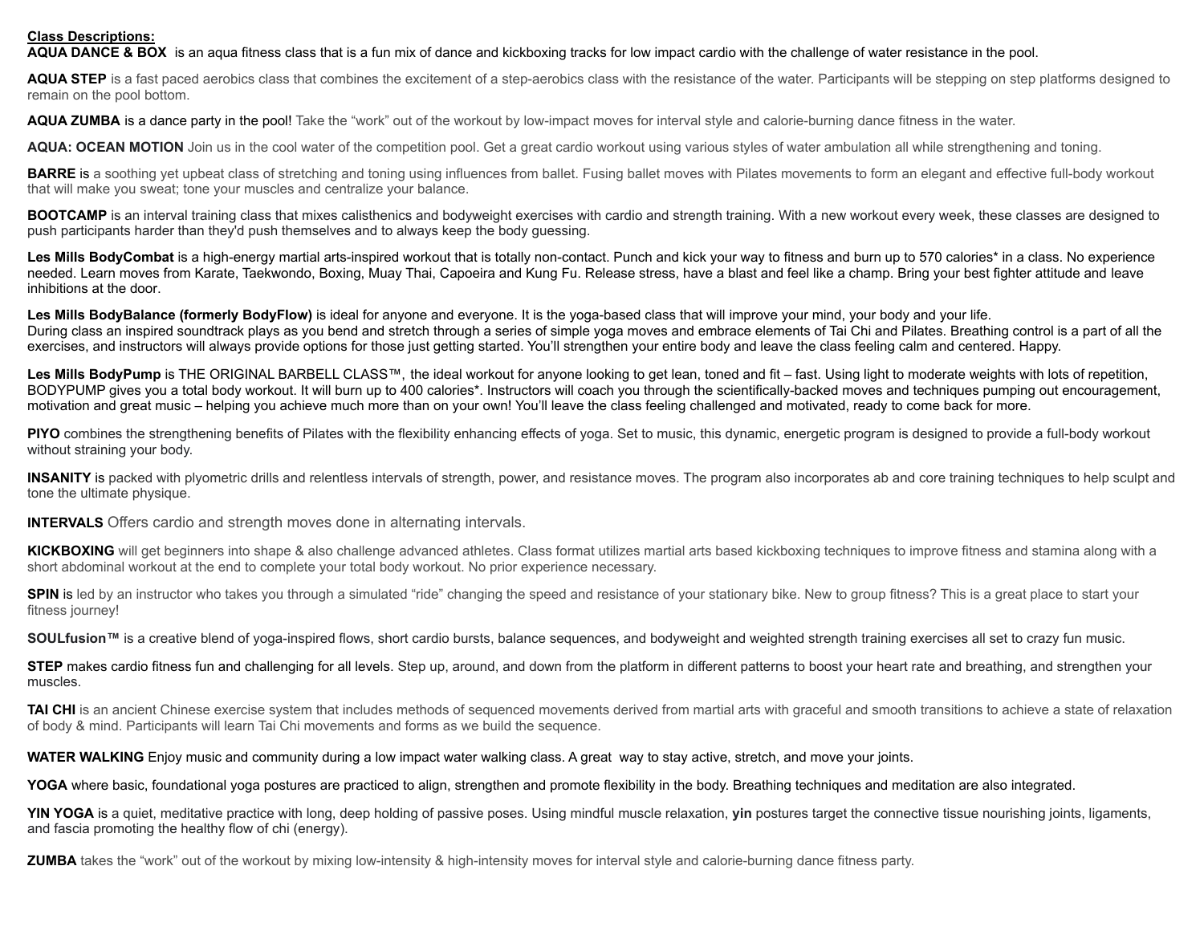**Class Descriptions:**

**AQUA DANCE & BOX** is an aqua fitness class that is a fun mix of dance and kickboxing tracks for low impact cardio with the challenge of water resistance in the pool.

**AQUA STEP** is a fast paced aerobics class that combines the excitement of a step-aerobics class with the resistance of the water. Participants will be stepping on step platforms designed to remain on the pool bottom.

**AQUA ZUMBA** is a dance party in the pool! Take the "work" out of the workout by low-impact moves for interval style and calorie-burning dance fitness in the water.

**AQUA: OCEAN MOTION** Join us in the cool water of the competition pool. Get a great cardio workout using various styles of water ambulation all while strengthening and toning.

**BARRE** is a soothing yet upbeat class of stretching and toning using influences from ballet. Fusing ballet moves with Pilates movements to form an elegant and effective full-body workout that will make you sweat; tone your muscles and centralize your balance.

**BOOTCAMP** is an interval training class that mixes calisthenics and bodyweight exercises with cardio and strength training. With a new workout every week, these classes are designed to push participants harder than they'd push themselves and to always keep the body guessing.

**Les Mills BodyCombat** is a high-energy martial arts-inspired workout that is totally non-contact. Punch and kick your way to fitness and burn up to 570 calories* in a class. No experience needed. Learn moves from Karate, Taekwondo, Boxing, Muay Thai, Capoeira and Kung Fu. Release stress, have a blast and feel like a champ. Bring your best fighter attitude and leave inhibitions at the door.

**Les Mills BodyBalance (formerly BodyFlow)** is ideal for anyone and everyone. It is the yoga-based class that will improve your mind, your body and your life. During class an inspired soundtrack plays as you bend and stretch through a series of simple yoga moves and embrace elements of Tai Chi and Pilates. Breathing control is a part of all the exercises, and instructors will always provide options for those just getting started. You'll strengthen your entire body and leave the class feeling calm and centered. Happy.

**Les Mills BodyPump** is THE ORIGINAL BARBELL CLASS™, the ideal workout for anyone looking to get lean, toned and fit – fast. Using light to moderate weights with lots of repetition, BODYPUMP gives you a total body workout. It will burn up to 400 calories*. Instructors will coach you through the scientifically-backed moves and techniques pumping out encouragement, motivation and great music – helping you achieve much more than on your own! You'll leave the class feeling challenged and motivated, ready to come back for more.

**PIYO** combines the strengthening benefits of Pilates with the flexibility enhancing effects of yoga. Set to music, this dynamic, energetic program is designed to provide a full-body workout without straining your body.

**INSANITY** is packed with plyometric drills and relentless intervals of strength, power, and resistance moves. The program also incorporates ab and core training techniques to help sculpt and tone the ultimate physique.

**INTERVALS** Offers cardio and strength moves done in alternating intervals.

**KICKBOXING** will get beginners into shape & also challenge advanced athletes. Class format utilizes martial arts based kickboxing techniques to improve fitness and stamina along with a short abdominal workout at the end to complete your total body workout. No prior experience necessary.

**SPIN** is led by an instructor who takes you through a simulated "ride" changing the speed and resistance of your stationary bike. New to group fitness? This is a great place to start your fitness journey!

**SOULfusion™** is a creative blend of yoga-inspired flows, short cardio bursts, balance sequences, and bodyweight and weighted strength training exercises all set to crazy fun music.

**STEP** makes cardio fitness fun and challenging for all levels. Step up, around, and down from the platform in different patterns to boost your heart rate and breathing, and strengthen your muscles.

**TAI CHI** is an ancient Chinese exercise system that includes methods of sequenced movements derived from martial arts with graceful and smooth transitions to achieve a state of relaxation of body & mind. Participants will learn Tai Chi movements and forms as we build the sequence.

**WATER WALKING** Enjoy music and community during a low impact water walking class. A great way to stay active, stretch, and move your joints.

**YOGA** where basic, foundational yoga postures are practiced to align, strengthen and promote flexibility in the body. Breathing techniques and meditation are also integrated.

**YIN YOGA** is a quiet, meditative practice with long, deep holding of passive poses. Using mindful muscle relaxation, **yin** postures target the connective tissue nourishing joints, ligaments, and fascia promoting the healthy flow of chi (energy).

**ZUMBA** takes the "work" out of the workout by mixing low-intensity & high-intensity moves for interval style and calorie-burning dance fitness party.